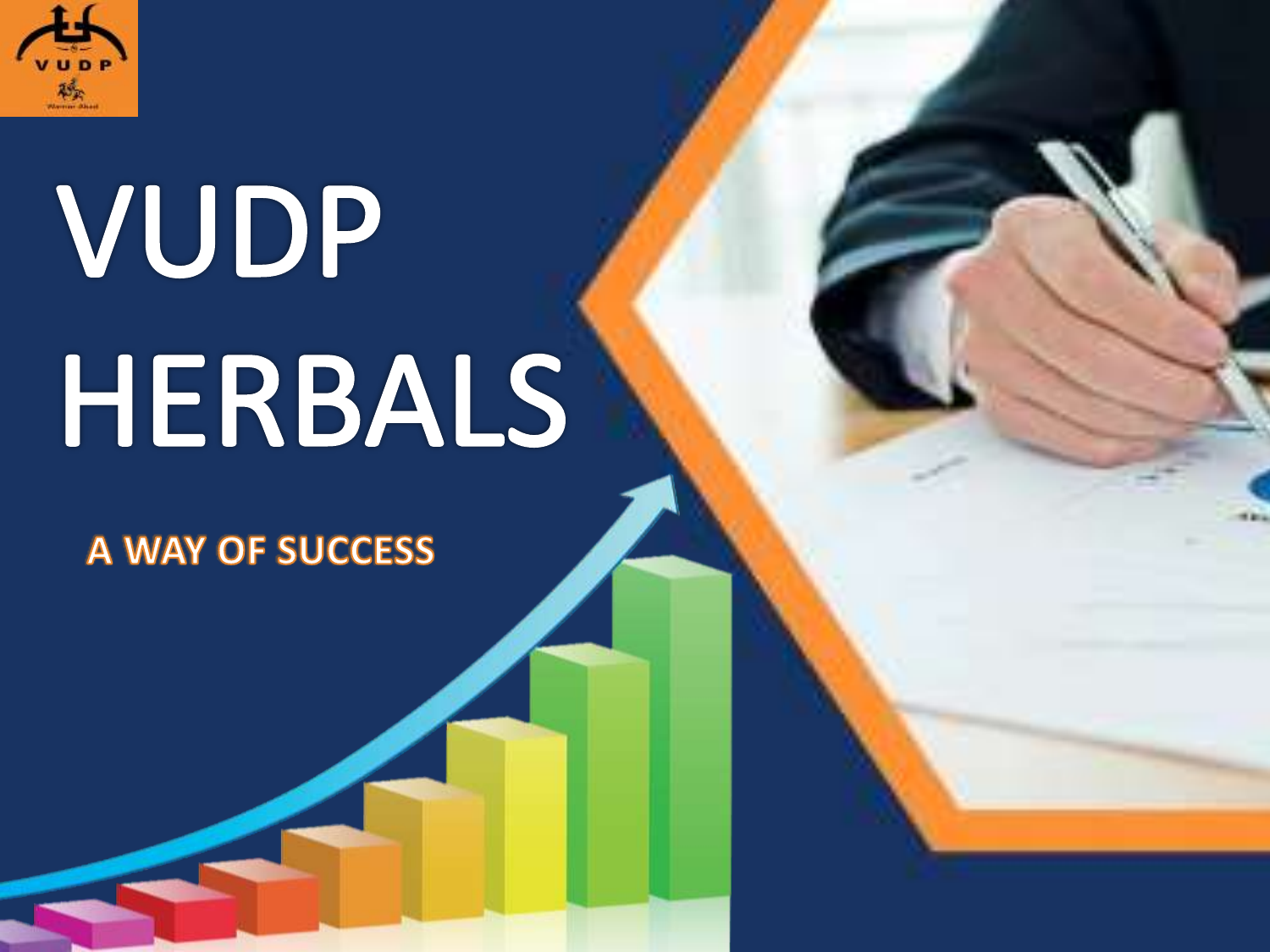# VUDP HERBALS

**A WAY OF SUCCESS**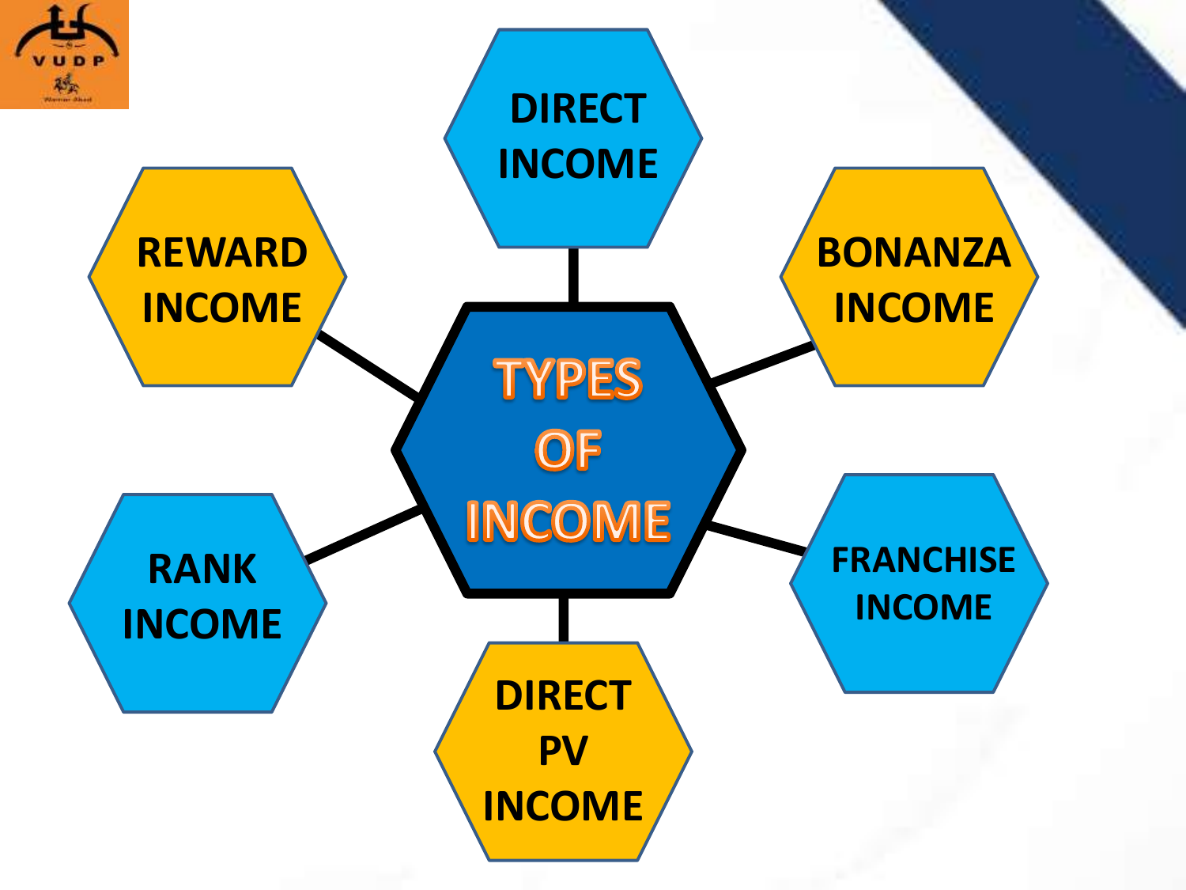# TYPES OF INCOME

- DIRECT INCOME
- BONANZA INCOME
- FRANCHISE INCOME
- DIRECT PV INCOME
- RANK INCOME
- REWARD INCOME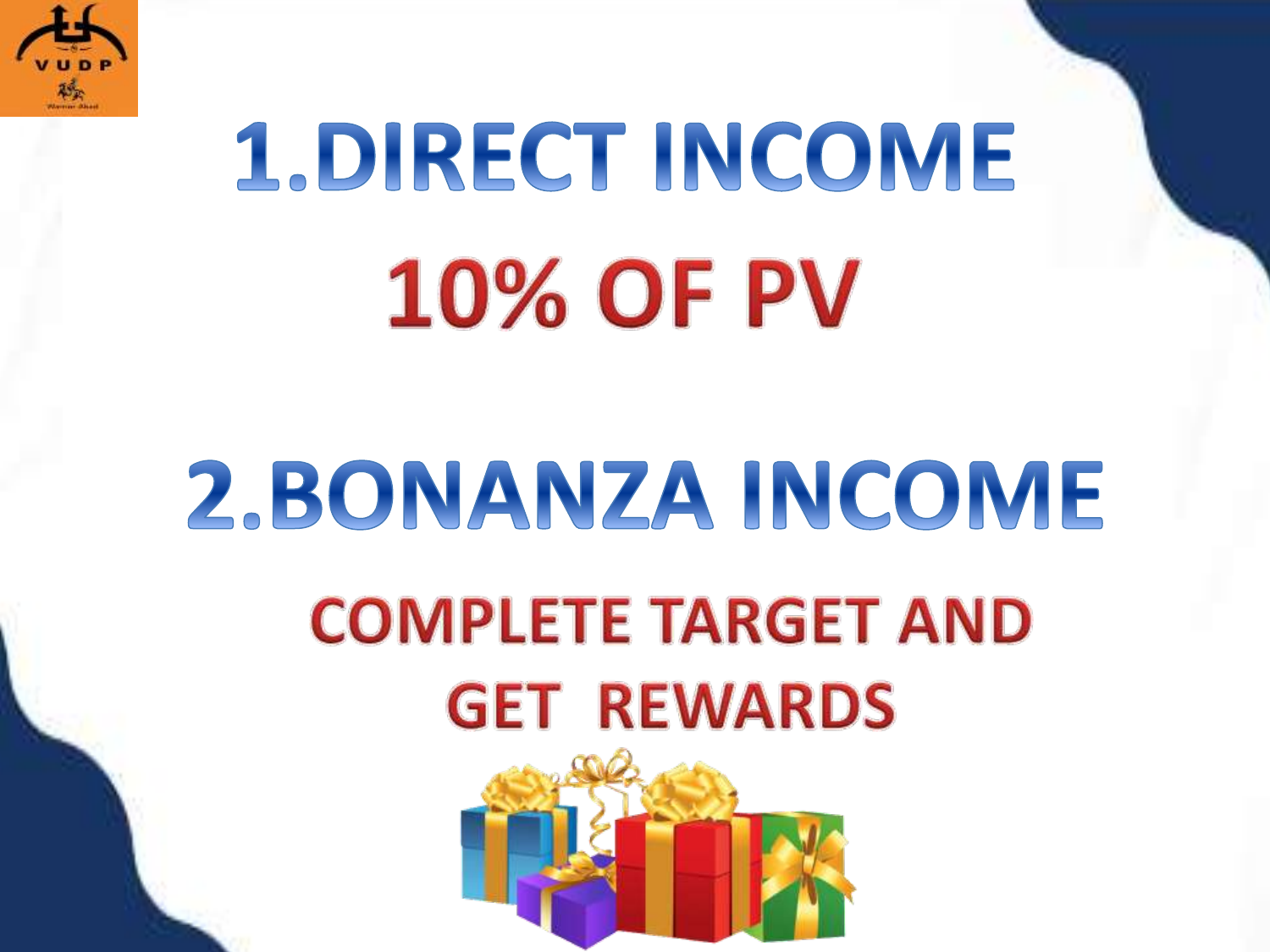# 1.DIRECT INCOME

## 10% OF PV

# 2.BONANZA INCOME

## COMPLETE TARGET AND GET REWARDS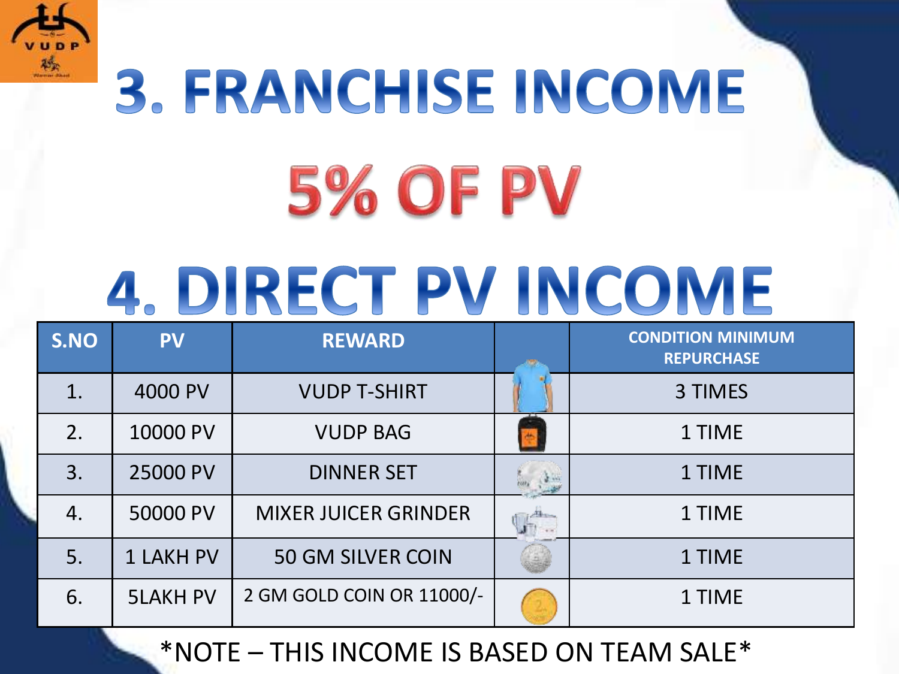# 3. FRANCHISE INCOME

## 5% OF PV

# 4. DIRECT PV INCOME

| S.NO | PV | REWARD | | CONDITION MINIMUM REPURCHASE |
|---|---|---|---|---|
| 1. | 4000 PV | VUDP T-SHIRT | | 3 TIMES |
| 2. | 10000 PV | VUDP BAG | | 1 TIME |
| 3. | 25000 PV | DINNER SET | | 1 TIME |
| 4. | 50000 PV | MIXER JUICER GRINDER | | 1 TIME |
| 5. | 1 LAKH PV | 50 GM SILVER COIN | | 1 TIME |
| 6. | 5LAKH PV | 2 GM GOLD COIN OR 11000/- | | 1 TIME |

*NOTE – THIS INCOME IS BASED ON TEAM SALE*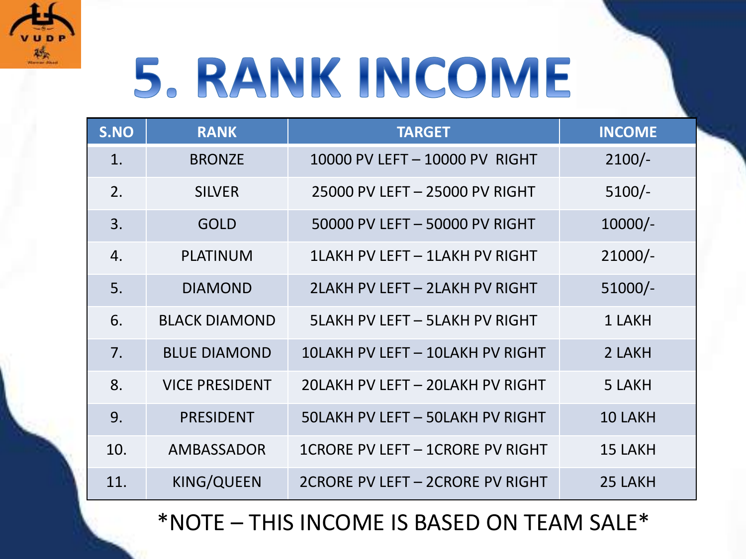# 5. RANK INCOME

| S.NO | RANK | TARGET | INCOME |
|---|---|---|---|
| 1. | BRONZE | 10000 PV LEFT – 10000 PV RIGHT | 2100/- |
| 2. | SILVER | 25000 PV LEFT – 25000 PV RIGHT | 5100/- |
| 3. | GOLD | 50000 PV LEFT – 50000 PV RIGHT | 10000/- |
| 4. | PLATINUM | 1LAKH PV LEFT – 1LAKH PV RIGHT | 21000/- |
| 5. | DIAMOND | 2LAKH PV LEFT – 2LAKH PV RIGHT | 51000/- |
| 6. | BLACK DIAMOND | 5LAKH PV LEFT – 5LAKH PV RIGHT | 1 LAKH |
| 7. | BLUE DIAMOND | 10LAKH PV LEFT – 10LAKH PV RIGHT | 2 LAKH |
| 8. | VICE PRESIDENT | 20LAKH PV LEFT – 20LAKH PV RIGHT | 5 LAKH |
| 9. | PRESIDENT | 50LAKH PV LEFT – 50LAKH PV RIGHT | 10 LAKH |
| 10. | AMBASSADOR | 1CRORE PV LEFT – 1CRORE PV RIGHT | 15 LAKH |
| 11. | KING/QUEEN | 2CRORE PV LEFT – 2CRORE PV RIGHT | 25 LAKH |

*NOTE – THIS INCOME IS BASED ON TEAM SALE*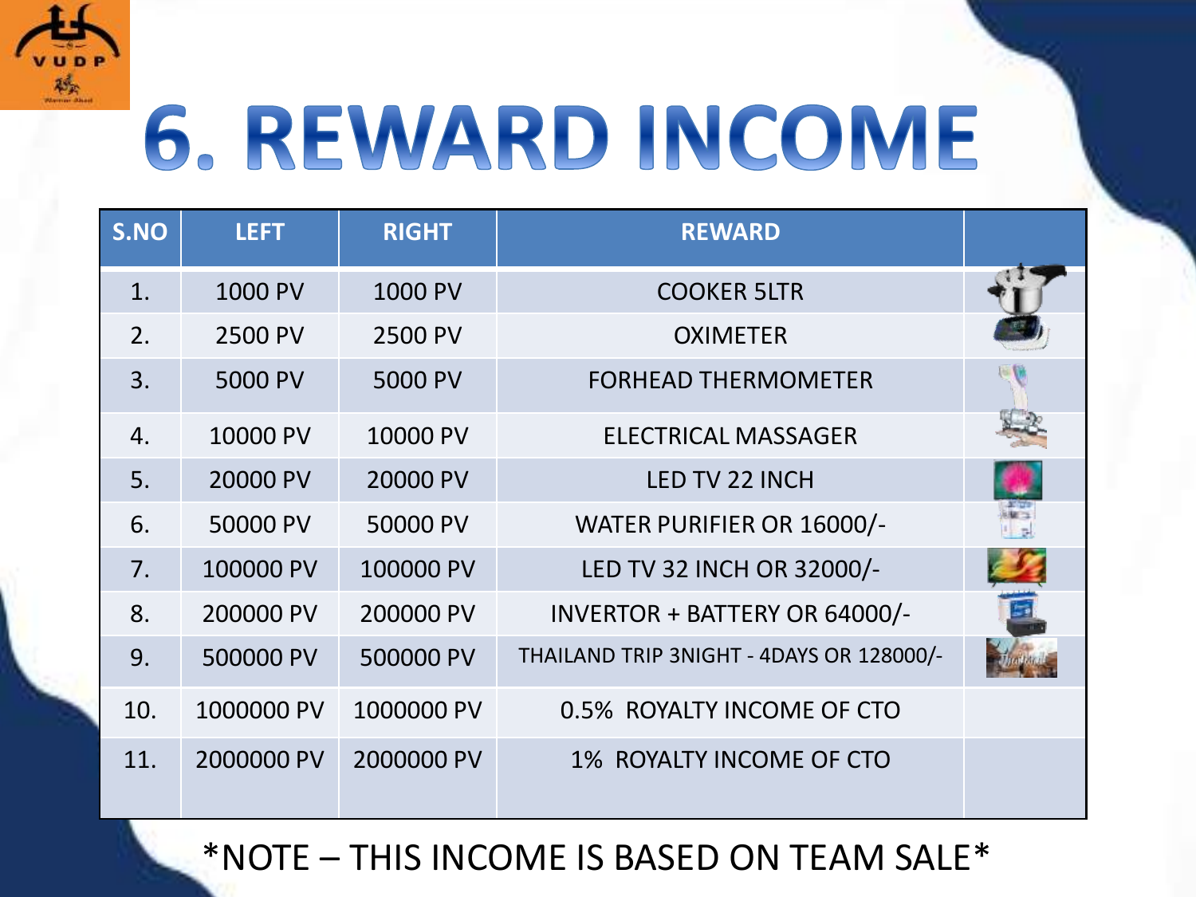# 6. REWARD INCOME

| S.NO | LEFT | RIGHT | REWARD | |
|---|---|---|---|---|
| 1. | 1000 PV | 1000 PV | COOKER 5LTR | |
| 2. | 2500 PV | 2500 PV | OXIMETER | |
| 3. | 5000 PV | 5000 PV | FORHEAD THERMOMETER | |
| 4. | 10000 PV | 10000 PV | ELECTRICAL MASSAGER | |
| 5. | 20000 PV | 20000 PV | LED TV 22 INCH | |
| 6. | 50000 PV | 50000 PV | WATER PURIFIER OR 16000/- | |
| 7. | 100000 PV | 100000 PV | LED TV 32 INCH OR 32000/- | |
| 8. | 200000 PV | 200000 PV | INVERTOR + BATTERY OR 64000/- | |
| 9. | 500000 PV | 500000 PV | THAILAND TRIP 3NIGHT - 4DAYS OR 128000/- | |
| 10. | 1000000 PV | 1000000 PV | 0.5% ROYALTY INCOME OF CTO | |
| 11. | 2000000 PV | 2000000 PV | 1% ROYALTY INCOME OF CTO | |

*NOTE – THIS INCOME IS BASED ON TEAM SALE*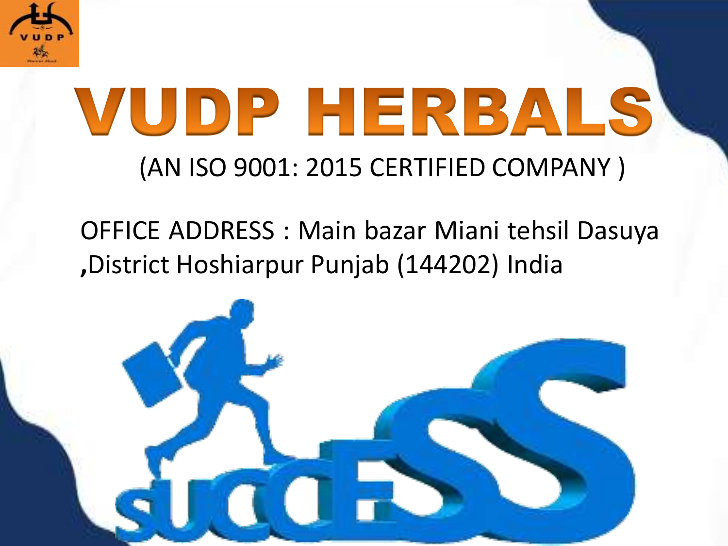# VUDP HERBALS

(AN ISO 9001: 2015 CERTIFIED COMPANY )

OFFICE ADDRESS : Main bazar Miani tehsil Dasuya ,District Hoshiarpur Punjab (144202) India